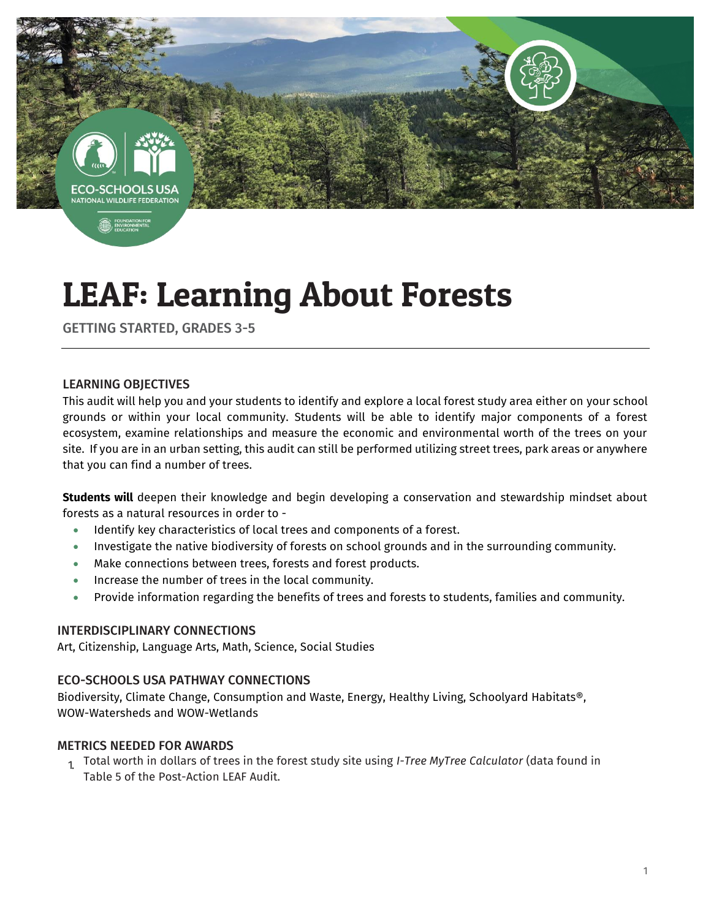# LEAF: Learning About Forests

GETTING STARTED, GRADES 3-5

### LEARNING OBJECTIVES

This audit will help you and your students to identify and explore a local forest study area either on your school grounds or within your local community. Students will be able to identify major components of a forest ecosystem, examine relationships and measure the economic and environmental worth of the trees on your site. If you are in an urban setting, this audit can still be performed utilizing street trees, park areas or anywhere that you can find a number of trees.

**Students will** deepen their knowledge and begin developing a conservation and stewardship mindset about forests as a natural resources in order to -

- Identify key characteristics of local trees and components of a forest.
- Investigate the native biodiversity of forests on school grounds and in the surrounding community.
- Make connections between trees, forests and forest products.
- Increase the number of trees in the local community.
- Provide information regarding the benefits of trees and forests to students, families and community.

### INTERDISCIPLINARY CONNECTIONS

Art, Citizenship, Language Arts, Math, Science, Social Studies

### ECO-SCHOOLS USA PATHWAY CONNECTIONS

Biodiversity, Climate Change, Consumption and Waste, Energy, Healthy Living, Schoolyard Habitats®, WOW-Watersheds and WOW-Wetlands

### METRICS NEEDED FOR AWARDS

1. Total worth in dollars of trees in the forest study site using *I-Tree MyTree Calculator* (data found in Table 5 of the Post-Action LEAF Audit.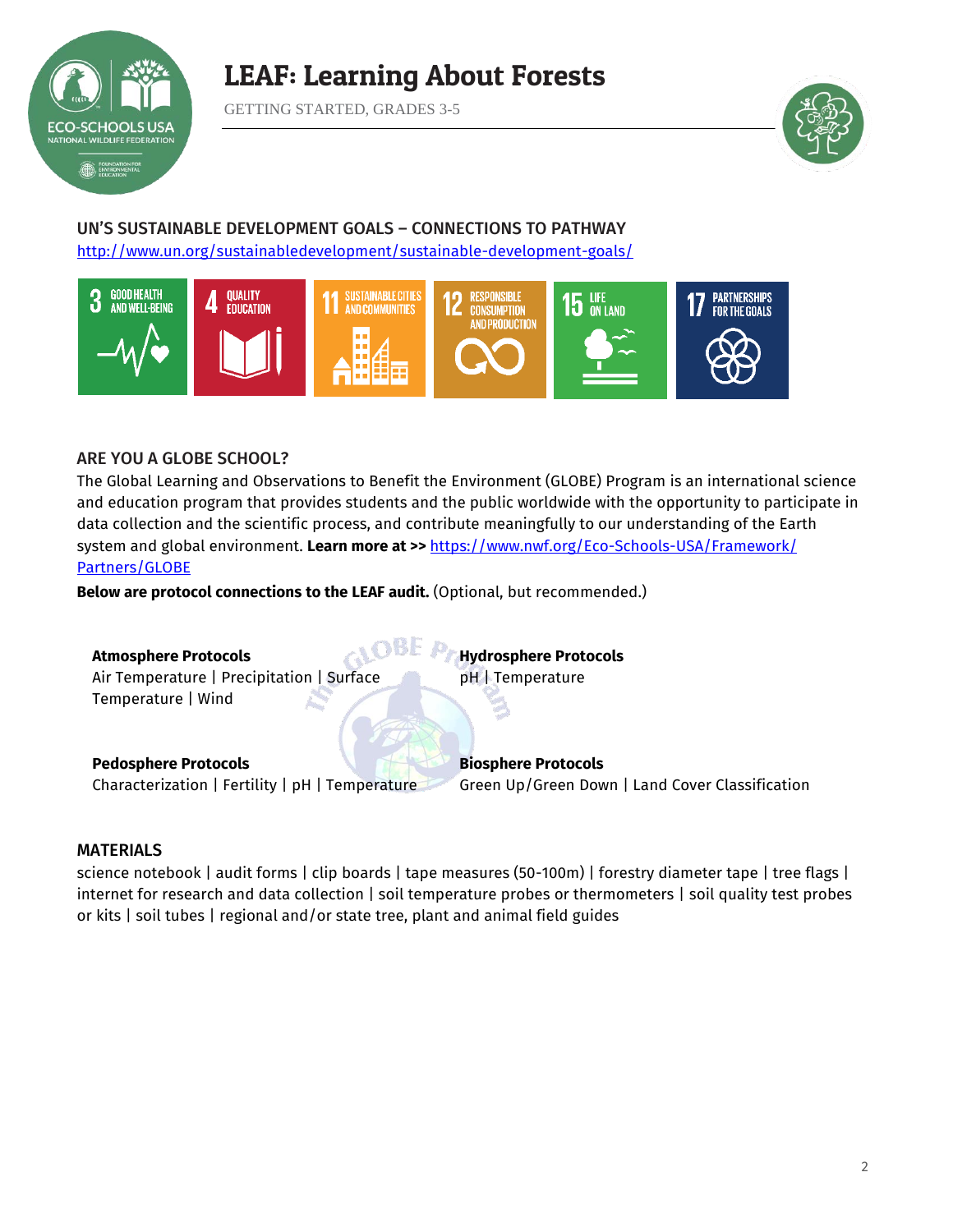# LEAF: Learning About Forests

GETTING STARTED, GRADES 3-5

## UN'S SUSTAINABLE DEVELOPMENT GOALS – CONNECTIONS TO PATHWAY

http://www.un.org/sustainabledevelopment/sustainable-development-goals/

3 GOOD HEALTH AND WELL-BEING | 4 QUALITY EDUCATION | 11 SUSTAINABLE CITIES AND COMMUNITIES | 12 RESPONSIBLE CONSUMPTION AND PRODUCTION | 15 LIFE ON LAND | 17 PARTNERSHIPS FOR THE GOALS

## ARE YOU A GLOBE SCHOOL?

The Global Learning and Observations to Benefit the Environment (GLOBE) Program is an international science and education program that provides students and the public worldwide with the opportunity to participate in data collection and the scientific process, and contribute meaningfully to our understanding of the Earth system and global environment. **Learn more at >>** https://www.nwf.org/Eco-Schools-USA/Framework/Partners/GLOBE

**Below are protocol connections to the LEAF audit.** (Optional, but recommended.)

**Atmosphere Protocols**
Air Temperature | Precipitation | Surface Temperature | Wind

**Hydrosphere Protocols**
pH | Temperature

**Pedosphere Protocols**
Characterization | Fertility | pH | Temperature

**Biosphere Protocols**
Green Up/Green Down | Land Cover Classification

## MATERIALS

science notebook | audit forms | clip boards | tape measures (50-100m) | forestry diameter tape | tree flags | internet for research and data collection | soil temperature probes or thermometers | soil quality test probes or kits | soil tubes | regional and/or state tree, plant and animal field guides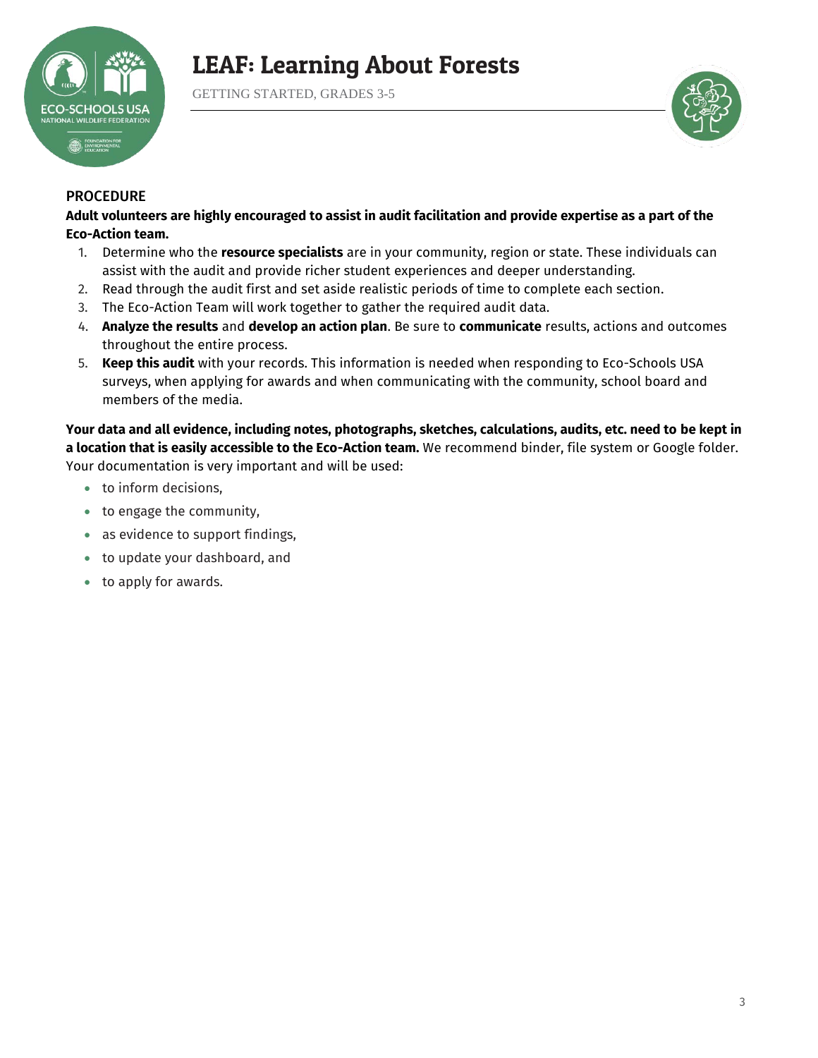## PROCEDURE

**Adult volunteers are highly encouraged to assist in audit facilitation and provide expertise as a part of the Eco-Action team.**

1. Determine who the **resource specialists** are in your community, region or state. These individuals can assist with the audit and provide richer student experiences and deeper understanding.
2. Read through the audit first and set aside realistic periods of time to complete each section.
3. The Eco-Action Team will work together to gather the required audit data.
4. **Analyze the results** and **develop an action plan**. Be sure to **communicate** results, actions and outcomes throughout the entire process.
5. **Keep this audit** with your records. This information is needed when responding to Eco-Schools USA surveys, when applying for awards and when communicating with the community, school board and members of the media.

**Your data and all evidence, including notes, photographs, sketches, calculations, audits, etc. need to be kept in a location that is easily accessible to the Eco-Action team.** We recommend binder, file system or Google folder. Your documentation is very important and will be used:

- to inform decisions,
- to engage the community,
- as evidence to support findings,
- to update your dashboard, and
- to apply for awards.